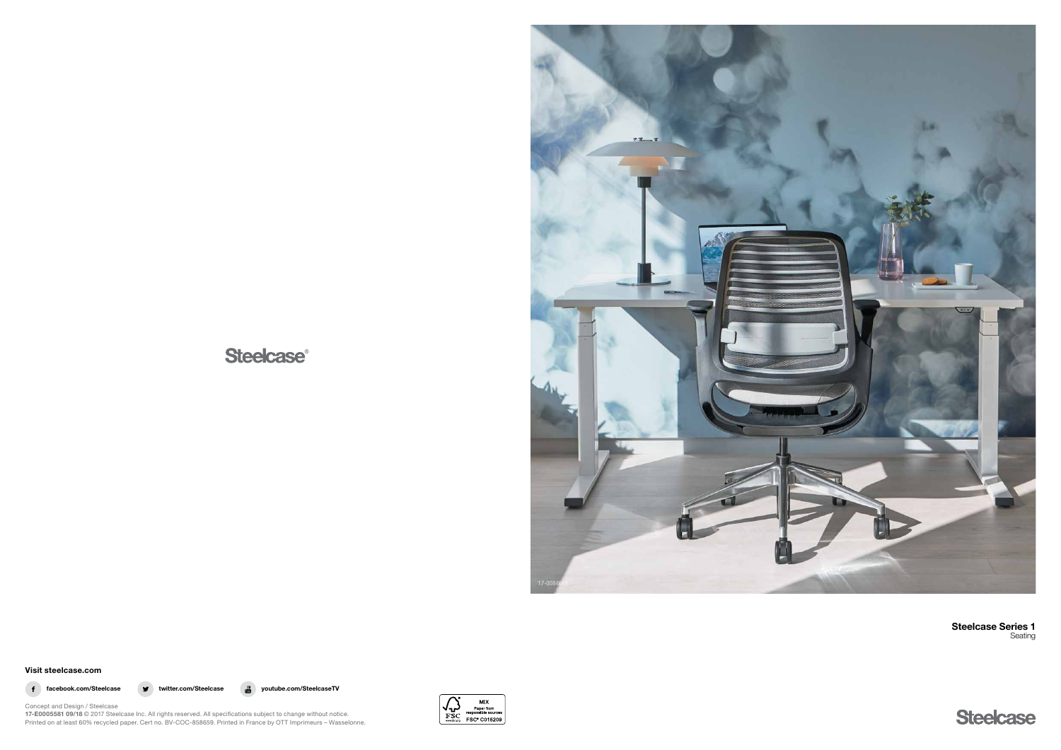Steelcase®

**Steelcase Series 1**
Seating

Steelcase

**Visit steelcase.com**

**facebook.com/Steelcase** **twitter.com/Steelcase** **youtube.com/SteelcaseTV**

Concept and Design / Steelcase
**17-E0005581 09/18** © 2017 Steelcase Inc. All rights reserved. All specifications subject to change without notice.
Printed on at least 60% recycled paper. Cert no. BV-COC-858659. Printed in France by OTT Imprimeurs – Wasselonne.

MIX
Paper from responsible sources
FSC® C015209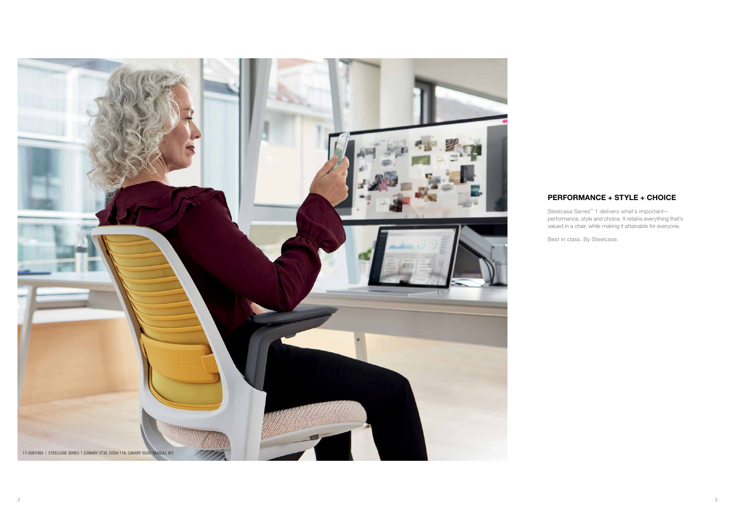17-0087493 | STEELCASE SERIES 1 (CANARY 5T30, CODA 116, CANARY 5U28, SEAGULL B7)

## PERFORMANCE + STYLE + CHOICE

Steelcase Series™ 1 delivers what's important—performance, style and choice. It retains everything that's valued in a chair, while making it attainable for everyone.

Best in class. By Steelcase.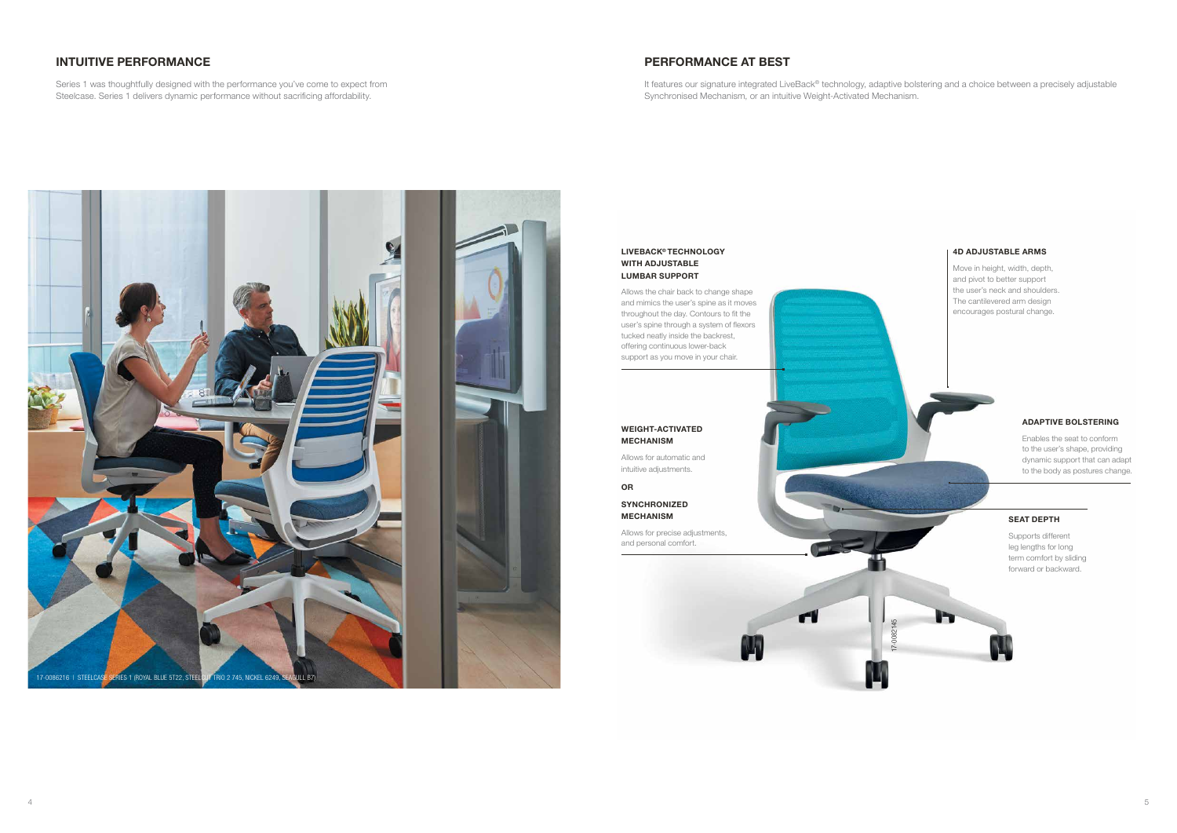## INTUITIVE PERFORMANCE

Series 1 was thoughtfully designed with the performance you've come to expect from Steelcase. Series 1 delivers dynamic performance without sacrificing affordability.

17-0086216 | STEELCASE SERIES 1 (ROYAL BLUE 5T22, STEELCUT TRIO 2 745, NICKEL 6249, SEAGULL B7)

## PERFORMANCE AT BEST

It features our signature integrated LiveBack® technology, adaptive bolstering and a choice between a precisely adjustable Synchronised Mechanism, or an intuitive Weight-Activated Mechanism.

**LIVEBACK® TECHNOLOGY WITH ADJUSTABLE LUMBAR SUPPORT**

Allows the chair back to change shape and mimics the user's spine as it moves throughout the day. Contours to fit the user's spine through a system of flexors tucked neatly inside the backrest, offering continuous lower-back support as you move in your chair.

**4D ADJUSTABLE ARMS**

Move in height, width, depth, and pivot to better support the user's neck and shoulders. The cantilevered arm design encourages postural change.

**WEIGHT-ACTIVATED MECHANISM**

Allows for automatic and intuitive adjustments.

**OR**

**SYNCHRONIZED MECHANISM**

Allows for precise adjustments, and personal comfort.

**ADAPTIVE BOLSTERING**

Enables the seat to conform to the user's shape, providing dynamic support that can adapt to the body as postures change.

**SEAT DEPTH**

Supports different leg lengths for long term comfort by sliding forward or backward.

17-0082145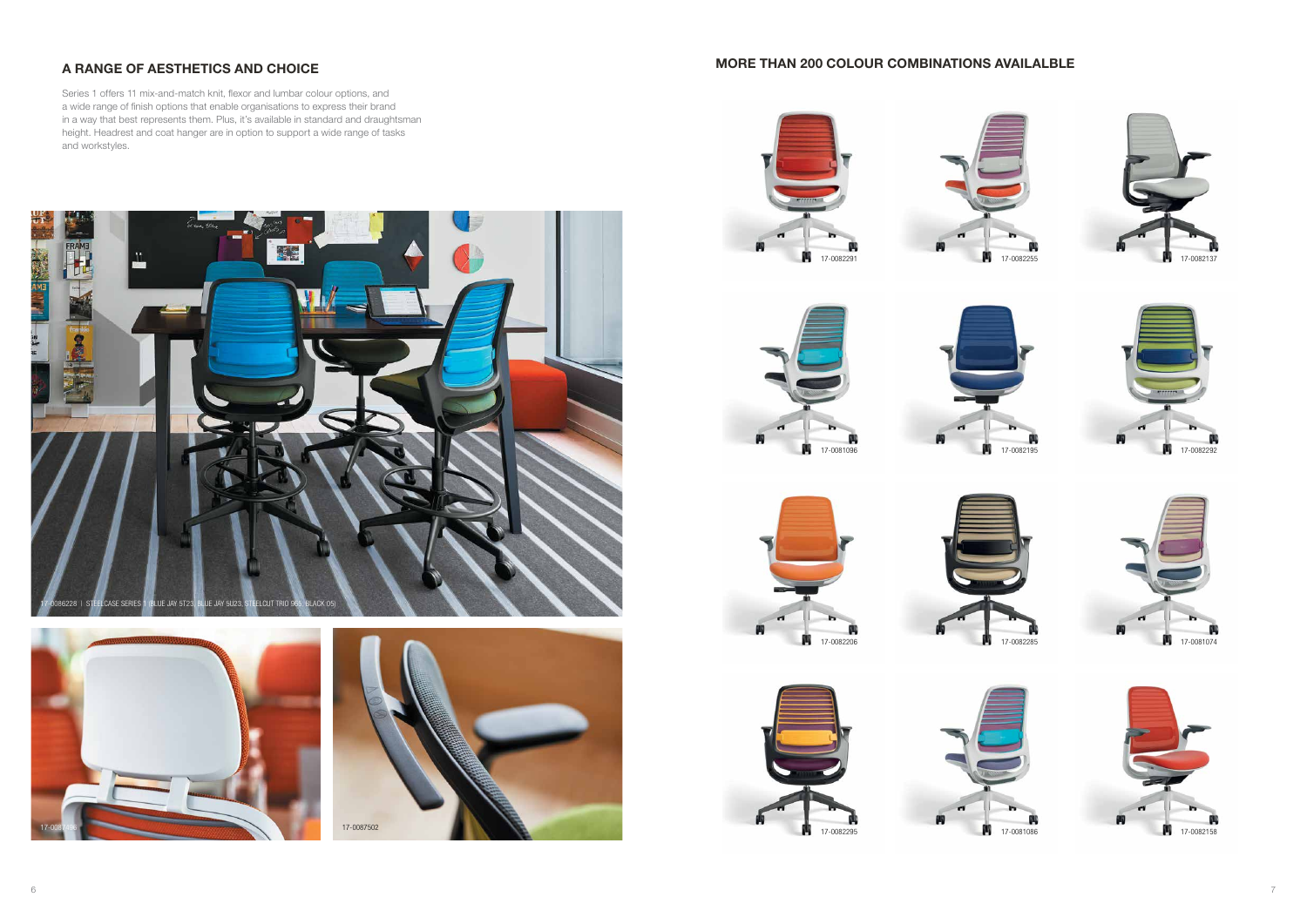## A RANGE OF AESTHETICS AND CHOICE

Series 1 offers 11 mix-and-match knit, flexor and lumbar colour options, and a wide range of finish options that enable organisations to express their brand in a way that best represents them. Plus, it's available in standard and draughtsman height. Headrest and coat hanger are in option to support a wide range of tasks and workstyles.

17-0086228 | STEELCASE SERIES 1 (BLUE JAY 5T23, BLUE JAY 5U23, STEELCUT TRIO 965, BLACK 05)

17-0087496

17-0087502

## MORE THAN 200 COLOUR COMBINATIONS AVAILALBLE

17-0082291

17-0082255

17-0082137

17-0081096

17-0082195

17-0082292

17-0082206

17-0082285

17-0081074

17-0082295

17-0081086

17-0082158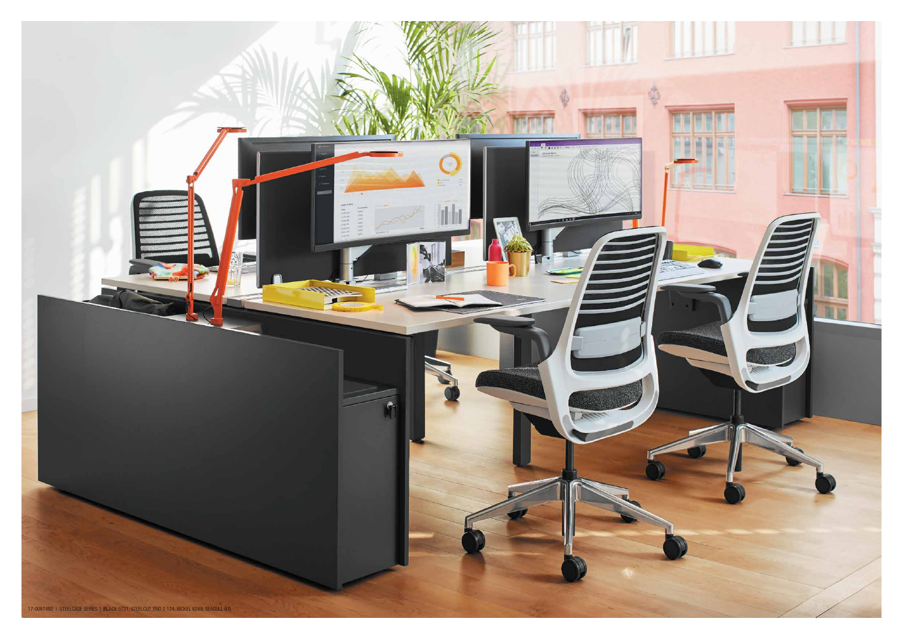17-0087492 | STEELCASE SERIES 1 (BLACK ST21, STEELCUT TRIO 2 124, NICKEL 6249, SEAGULL B7)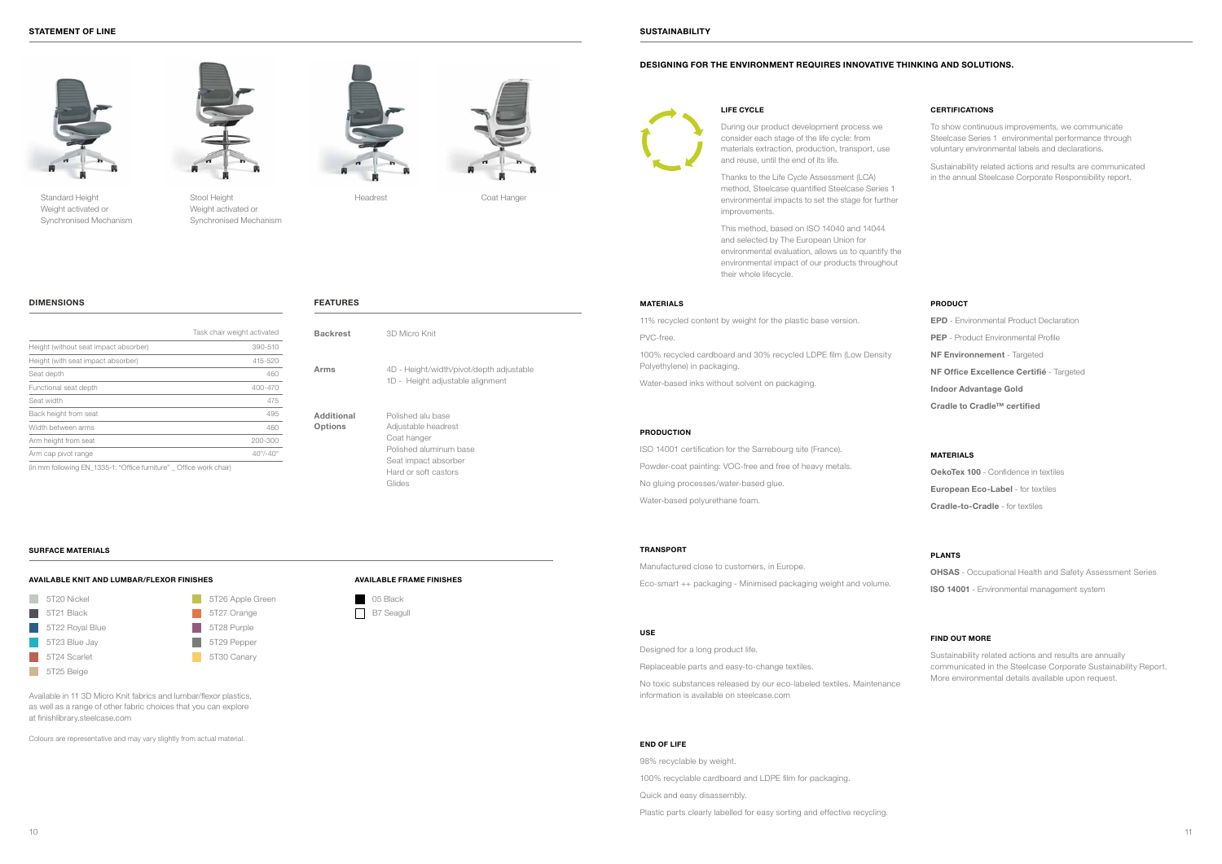## STATEMENT OF LINE

Standard Height
Weight activated or
Synchronised Mechanism

Stool Height
Weight activated or
Synchronised Mechanism

Headrest

Coat Hanger

## DIMENSIONS

| | Task chair weight activated |
|---|---|
| Height (without seat impact absorber) | 390-510 |
| Height (with seat impact absorber) | 415-520 |
| Seat depth | 460 |
| Functional seat depth | 400-470 |
| Seat width | 475 |
| Back height from seat | 495 |
| Width between arms | 460 |
| Arm height from seat | 200-300 |
| Arm cap pivot range | 40°/-40° |

(in mm following EN_1335-1: "Office furniture" _ Office work chair)

## FEATURES

| | |
|---|---|
| **Backrest** | 3D Micro Knit |
| **Arms** | 4D - Height/width/pivot/depth adjustable<br>1D - Height adjustable alignment |
| **Additional Options** | Polished alu base<br>Adjustable headrest<br>Coat hanger<br>Polished aluminum base<br>Seat impact absorber<br>Hard or soft castors<br>Glides |

## SURFACE MATERIALS

### AVAILABLE KNIT AND LUMBAR/FLEXOR FINISHES

- 5T20 Nickel
- 5T21 Black
- 5T22 Royal Blue
- 5T23 Blue Jay
- 5T24 Scarlet
- 5T25 Beige
- 5T26 Apple Green
- 5T27 Orange
- 5T28 Purple
- 5T29 Pepper
- 5T30 Canary

### AVAILABLE FRAME FINISHES

- 05 Black
- B7 Seagull

Available in 11 3D Micro Knit fabrics and lumbar/flexor plastics, as well as a range of other fabric choices that you can explore at finishlibrary.steelcase.com

Colours are representative and may vary slightly from actual material.

## SUSTAINABILITY

### DESIGNING FOR THE ENVIRONMENT REQUIRES INNOVATIVE THINKING AND SOLUTIONS.

#### LIFE CYCLE

During our product development process we consider each stage of the life cycle: from materials extraction, production, transport, use and reuse, until the end of its life.

Thanks to the Life Cycle Assessment (LCA) method, Steelcase quantified Steelcase Series 1 environmental impacts to set the stage for further improvements.

This method, based on ISO 14040 and 14044 and selected by The European Union for environmental evaluation, allows us to quantify the environmental impact of our products throughout their whole lifecycle.

#### MATERIALS

11% recycled content by weight for the plastic base version.

PVC-free.

100% recycled cardboard and 30% recycled LDPE film (Low Density Polyethylene) in packaging.

Water-based inks without solvent on packaging.

#### PRODUCTION

ISO 14001 certification for the Sarrebourg site (France).

Powder-coat painting: VOC-free and free of heavy metals.

No gluing processes/water-based glue.

Water-based polyurethane foam.

#### TRANSPORT

Manufactured close to customers, in Europe.

Eco-smart ++ packaging - Minimised packaging weight and volume.

#### USE

Designed for a long product life.

Replaceable parts and easy-to-change textiles.

No toxic substances released by our eco-labeled textiles. Maintenance information is available on steelcase.com

#### END OF LIFE

98% recyclable by weight.

100% recyclable cardboard and LDPE film for packaging.

Quick and easy disassembly.

Plastic parts clearly labelled for easy sorting and effective recycling.

#### CERTIFICATIONS

To show continuous improvements, we communicate Steelcase Series 1 environmental performance through voluntary environmental labels and declarations.

Sustainability related actions and results are communicated in the annual Steelcase Corporate Responsibility report.

#### PRODUCT

**EPD** - Environmental Product Declaration

**PEP** - Product Environmental Profile

**NF Environnement** - Targeted

**NF Office Excellence Certifié** - Targeted

**Indoor Advantage Gold**

**Cradle to Cradle™ certified**

#### MATERIALS

**OekoTex 100** - Confidence in textiles

**European Eco-Label** - for textiles

**Cradle-to-Cradle** - for textiles

#### PLANTS

**OHSAS** - Occupational Health and Safety Assessment Series

**ISO 14001** - Environmental management system

#### FIND OUT MORE

Sustainability related actions and results are annually communicated in the Steelcase Corporate Sustainability Report. More environmental details available upon request.